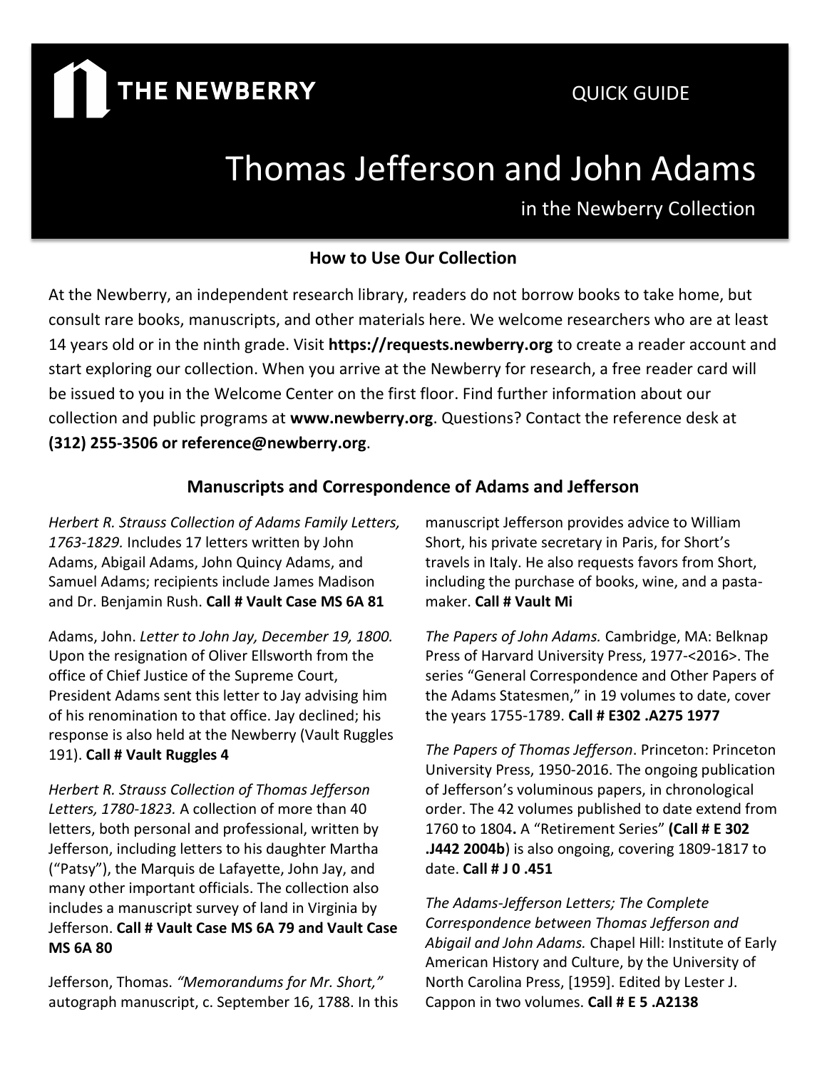THE NEWBERRY

QUICK GUIDE

# Thomas Jefferson and John Adams

in the Newberry Collection

## How to Use Our Collection

At the Newberry, an independent research library, readers do not borrow books to take home, but consult rare books, manuscripts, and other materials here. We welcome researchers who are at least 14 years old or in the ninth grade. Visit **https://requests.newberry.org** to create a reader account and start exploring our collection. When you arrive at the Newberry for research, a free reader card will be issued to you in the Welcome Center on the first floor. Find further information about our collection and public programs at **www.newberry.org**. Questions? Contact the reference desk at **(312) 255-3506 or reference@newberry.org**.

## Manuscripts and Correspondence of Adams and Jefferson

*Herbert R. Strauss Collection of Adams Family Letters, 1763-1829.* Includes 17 letters written by John Adams, Abigail Adams, John Quincy Adams, and Samuel Adams; recipients include James Madison and Dr. Benjamin Rush. **Call # Vault Case MS 6A 81**

Adams, John. *Letter to John Jay, December 19, 1800.* Upon the resignation of Oliver Ellsworth from the office of Chief Justice of the Supreme Court, President Adams sent this letter to Jay advising him of his renomination to that office. Jay declined; his response is also held at the Newberry (Vault Ruggles 191). **Call # Vault Ruggles 4**

*Herbert R. Strauss Collection of Thomas Jefferson Letters, 1780-1823.* A collection of more than 40 letters, both personal and professional, written by Jefferson, including letters to his daughter Martha ("Patsy"), the Marquis de Lafayette, John Jay, and many other important officials. The collection also includes a manuscript survey of land in Virginia by Jefferson. **Call # Vault Case MS 6A 79 and Vault Case MS 6A 80**

Jefferson, Thomas. *"Memorandums for Mr. Short,"* autograph manuscript, c. September 16, 1788. In this manuscript Jefferson provides advice to William Short, his private secretary in Paris, for Short's travels in Italy. He also requests favors from Short, including the purchase of books, wine, and a pasta-maker. **Call # Vault Mi**

*The Papers of John Adams.* Cambridge, MA: Belknap Press of Harvard University Press, 1977-<2016>. The series "General Correspondence and Other Papers of the Adams Statesmen," in 19 volumes to date, cover the years 1755-1789. **Call # E302 .A275 1977**

*The Papers of Thomas Jefferson*. Princeton: Princeton University Press, 1950-2016. The ongoing publication of Jefferson's voluminous papers, in chronological order. The 42 volumes published to date extend from 1760 to 1804**.** A "Retirement Series" **(Call # E 302 .J442 2004b**) is also ongoing, covering 1809-1817 to date. **Call # J 0 .451**

*The Adams-Jefferson Letters; The Complete Correspondence between Thomas Jefferson and Abigail and John Adams.* Chapel Hill: Institute of Early American History and Culture, by the University of North Carolina Press, [1959]. Edited by Lester J. Cappon in two volumes. **Call # E 5 .A2138**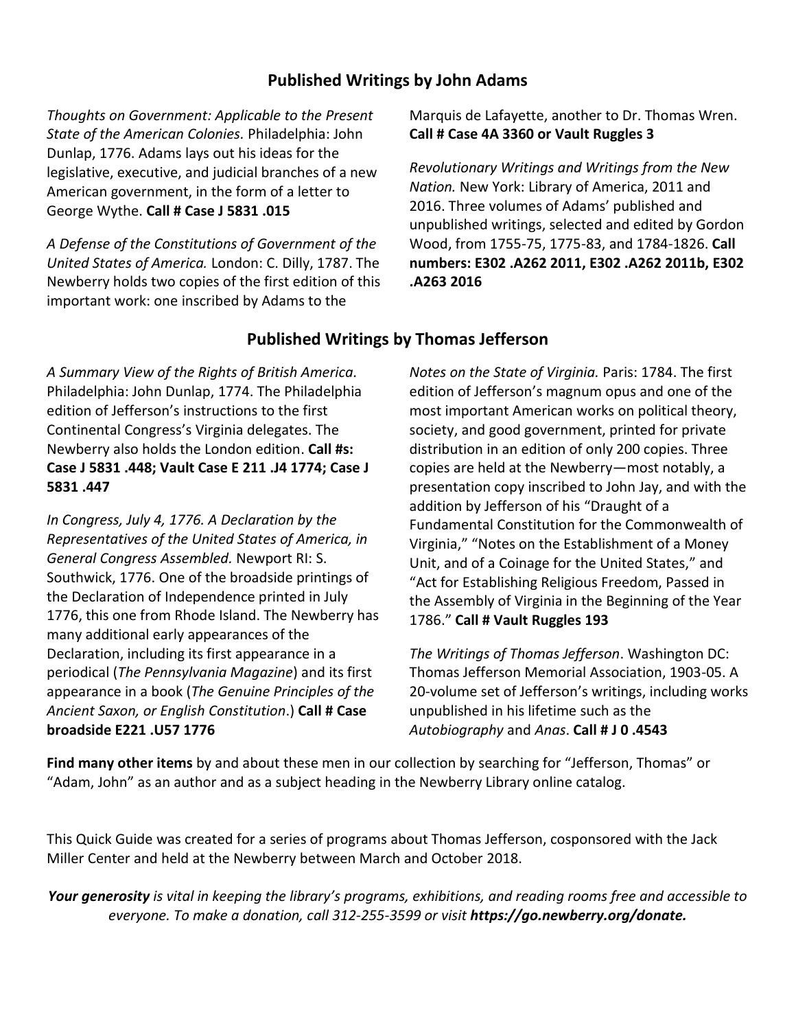## Published Writings by John Adams

*Thoughts on Government: Applicable to the Present State of the American Colonies.* Philadelphia: John Dunlap, 1776. Adams lays out his ideas for the legislative, executive, and judicial branches of a new American government, in the form of a letter to George Wythe. **Call # Case J 5831 .015**

*A Defense of the Constitutions of Government of the United States of America.* London: C. Dilly, 1787. The Newberry holds two copies of the first edition of this important work: one inscribed by Adams to the Marquis de Lafayette, another to Dr. Thomas Wren. **Call # Case 4A 3360 or Vault Ruggles 3**

*Revolutionary Writings and Writings from the New Nation.* New York: Library of America, 2011 and 2016. Three volumes of Adams' published and unpublished writings, selected and edited by Gordon Wood, from 1755-75, 1775-83, and 1784-1826. **Call numbers: E302 .A262 2011, E302 .A262 2011b, E302 .A263 2016**

## Published Writings by Thomas Jefferson

*A Summary View of the Rights of British America.* Philadelphia: John Dunlap, 1774. The Philadelphia edition of Jefferson's instructions to the first Continental Congress's Virginia delegates. The Newberry also holds the London edition. **Call #s: Case J 5831 .448; Vault Case E 211 .J4 1774; Case J 5831 .447**

*In Congress, July 4, 1776. A Declaration by the Representatives of the United States of America, in General Congress Assembled.* Newport RI: S. Southwick, 1776. One of the broadside printings of the Declaration of Independence printed in July 1776, this one from Rhode Island. The Newberry has many additional early appearances of the Declaration, including its first appearance in a periodical (*The Pennsylvania Magazine*) and its first appearance in a book (*The Genuine Principles of the Ancient Saxon, or English Constitution*.) **Call # Case broadside E221 .U57 1776**

*Notes on the State of Virginia.* Paris: 1784. The first edition of Jefferson's magnum opus and one of the most important American works on political theory, society, and good government, printed for private distribution in an edition of only 200 copies. Three copies are held at the Newberry—most notably, a presentation copy inscribed to John Jay, and with the addition by Jefferson of his "Draught of a Fundamental Constitution for the Commonwealth of Virginia," "Notes on the Establishment of a Money Unit, and of a Coinage for the United States," and "Act for Establishing Religious Freedom, Passed in the Assembly of Virginia in the Beginning of the Year 1786." **Call # Vault Ruggles 193**

*The Writings of Thomas Jefferson*. Washington DC: Thomas Jefferson Memorial Association, 1903-05. A 20-volume set of Jefferson's writings, including works unpublished in his lifetime such as the *Autobiography* and *Anas*. **Call # J 0 .4543**

**Find many other items** by and about these men in our collection by searching for "Jefferson, Thomas" or "Adam, John" as an author and as a subject heading in the Newberry Library online catalog.

This Quick Guide was created for a series of programs about Thomas Jefferson, cosponsored with the Jack Miller Center and held at the Newberry between March and October 2018.

***Your generosity** is vital in keeping the library's programs, exhibitions, and reading rooms free and accessible to everyone. To make a donation, call 312-255-3599 or visit **https://go.newberry.org/donate.***